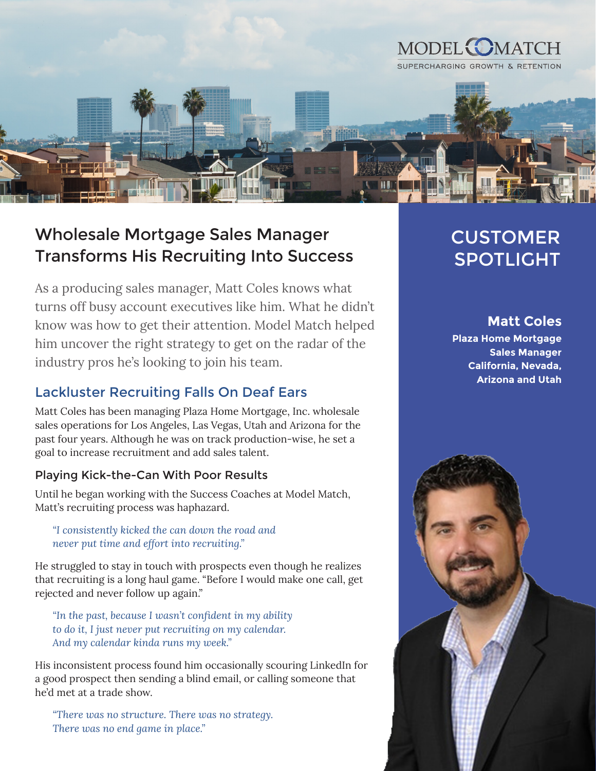MODEL MATCH

SUPERCHARGING GROWTH & RETENTION

# Wholesale Mortgage Sales Manager Transforms His Recruiting Into Success

As a producing sales manager, Matt Coles knows what turns off busy account executives like him. What he didn't know was how to get their attention. Model Match helped him uncover the right strategy to get on the radar of the industry pros he's looking to join his team.

## CUSTOMER SPOTLIGHT

**Matt Coles**
**Plaza Home Mortgage**
**Sales Manager**
**California, Nevada, Arizona and Utah**

## Lackluster Recruiting Falls On Deaf Ears

Matt Coles has been managing Plaza Home Mortgage, Inc. wholesale sales operations for Los Angeles, Las Vegas, Utah and Arizona for the past four years. Although he was on track production-wise, he set a goal to increase recruitment and add sales talent.

### Playing Kick-the-Can With Poor Results

Until he began working with the Success Coaches at Model Match, Matt's recruiting process was haphazard.

> *"I consistently kicked the can down the road and never put time and effort into recruiting."*

He struggled to stay in touch with prospects even though he realizes that recruiting is a long haul game. "Before I would make one call, get rejected and never follow up again."

> *"In the past, because I wasn't confident in my ability to do it, I just never put recruiting on my calendar. And my calendar kinda runs my week."*

His inconsistent process found him occasionally scouring LinkedIn for a good prospect then sending a blind email, or calling someone that he'd met at a trade show.

> *"There was no structure. There was no strategy. There was no end game in place."*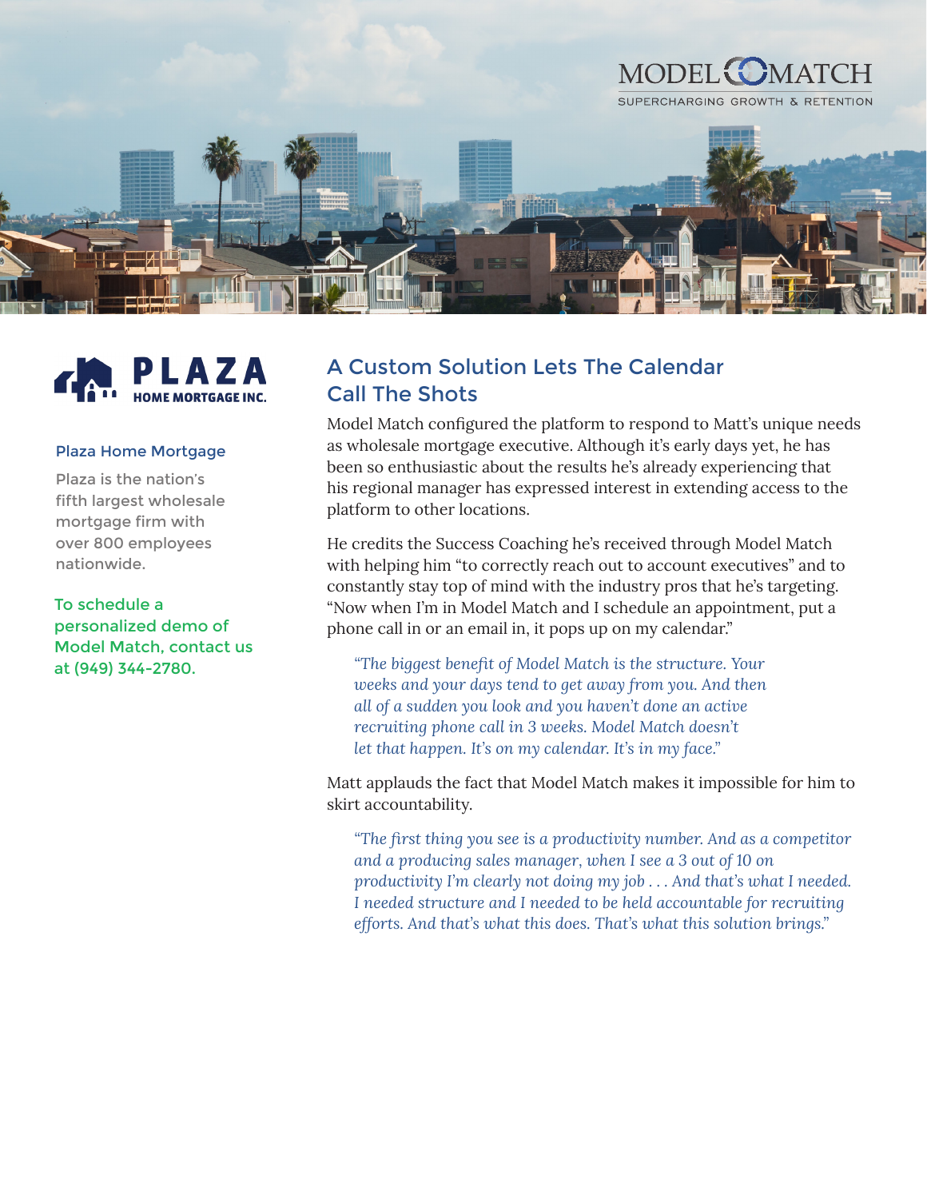MODEL MATCH

SUPERCHARGING GROWTH & RETENTION

PLAZA HOME MORTGAGE INC.

**Plaza Home Mortgage**

Plaza is the nation's fifth largest wholesale mortgage firm with over 800 employees nationwide.

To schedule a personalized demo of Model Match, contact us at (949) 344-2780.

## A Custom Solution Lets The Calendar Call The Shots

Model Match configured the platform to respond to Matt's unique needs as wholesale mortgage executive. Although it's early days yet, he has been so enthusiastic about the results he's already experiencing that his regional manager has expressed interest in extending access to the platform to other locations.

He credits the Success Coaching he's received through Model Match with helping him "to correctly reach out to account executives" and to constantly stay top of mind with the industry pros that he's targeting. "Now when I'm in Model Match and I schedule an appointment, put a phone call in or an email in, it pops up on my calendar."

> *"The biggest benefit of Model Match is the structure. Your weeks and your days tend to get away from you. And then all of a sudden you look and you haven't done an active recruiting phone call in 3 weeks. Model Match doesn't let that happen. It's on my calendar. It's in my face."*

Matt applauds the fact that Model Match makes it impossible for him to skirt accountability.

> *"The first thing you see is a productivity number. And as a competitor and a producing sales manager, when I see a 3 out of 10 on productivity I'm clearly not doing my job . . . And that's what I needed. I needed structure and I needed to be held accountable for recruiting efforts. And that's what this does. That's what this solution brings."*